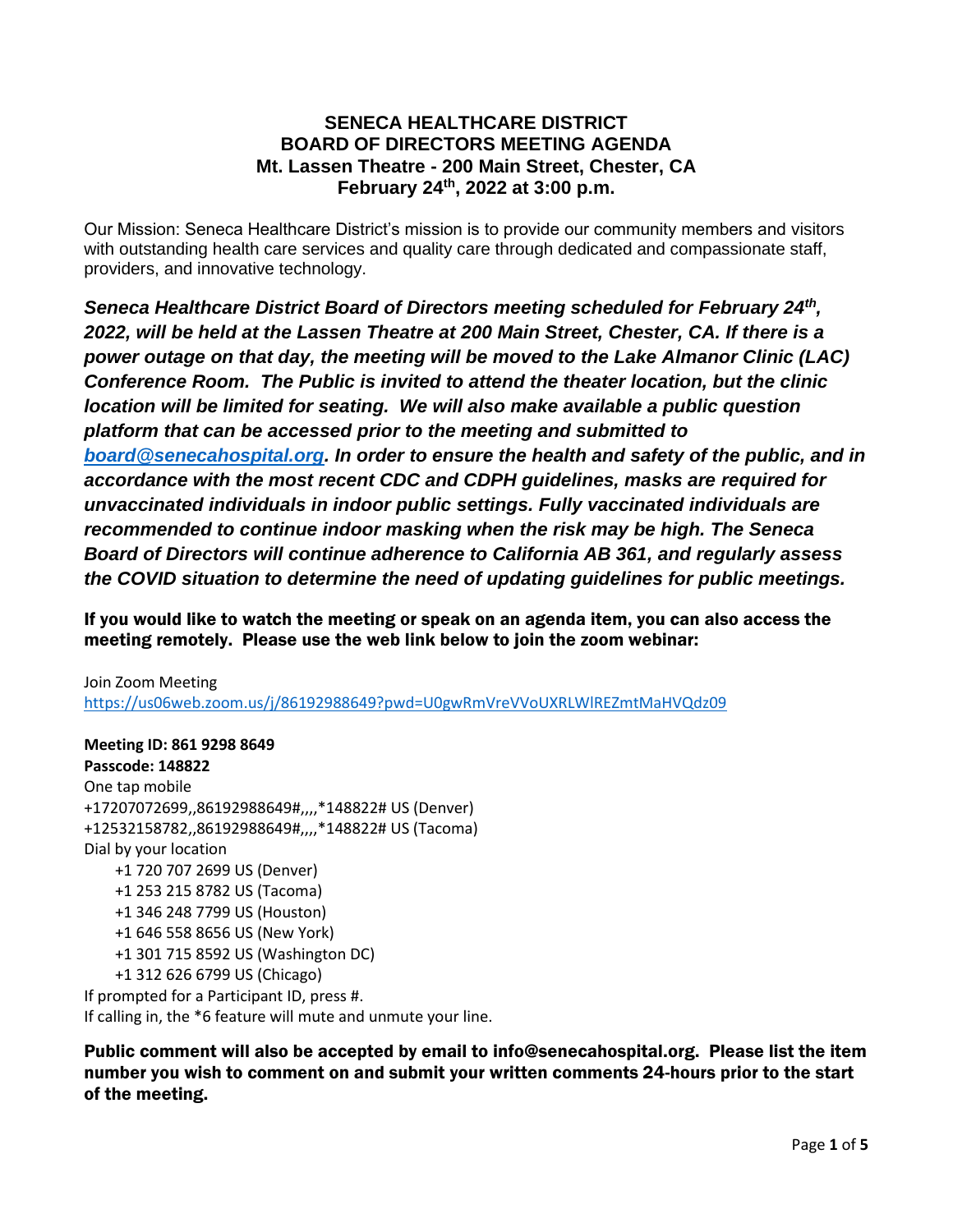# SENECA HEALTHCARE DISTRICT
# BOARD OF DIRECTORS MEETING AGENDA
## Mt. Lassen Theatre - 200 Main Street, Chester, CA
## February 24th, 2022 at 3:00 p.m.

Our Mission: Seneca Healthcare District's mission is to provide our community members and visitors with outstanding health care services and quality care through dedicated and compassionate staff, providers, and innovative technology.

***Seneca Healthcare District Board of Directors meeting scheduled for February 24th, 2022, will be held at the Lassen Theatre at 200 Main Street, Chester, CA. If there is a power outage on that day, the meeting will be moved to the Lake Almanor Clinic (LAC) Conference Room. The Public is invited to attend the theater location, but the clinic location will be limited for seating. We will also make available a public question platform that can be accessed prior to the meeting and submitted to board@senecahospital.org. In order to ensure the health and safety of the public, and in accordance with the most recent CDC and CDPH guidelines, masks are required for unvaccinated individuals in indoor public settings. Fully vaccinated individuals are recommended to continue indoor masking when the risk may be high. The Seneca Board of Directors will continue adherence to California AB 361, and regularly assess the COVID situation to determine the need of updating guidelines for public meetings.***

**If you would like to watch the meeting or speak on an agenda item, you can also access the meeting remotely. Please use the web link below to join the zoom webinar:**

Join Zoom Meeting
https://us06web.zoom.us/j/86192988649?pwd=U0gwRmVreVVoUXRLWlREZmtMaHVQdz09

**Meeting ID: 861 9298 8649**
**Passcode: 148822**
One tap mobile
+17207072699,,86192988649#,,,,*148822# US (Denver)
+12532158782,,86192988649#,,,,*148822# US (Tacoma)
Dial by your location
- +1 720 707 2699 US (Denver)
- +1 253 215 8782 US (Tacoma)
- +1 346 248 7799 US (Houston)
- +1 646 558 8656 US (New York)
- +1 301 715 8592 US (Washington DC)
- +1 312 626 6799 US (Chicago)

If prompted for a Participant ID, press #.
If calling in, the *6 feature will mute and unmute your line.

**Public comment will also be accepted by email to info@senecahospital.org. Please list the item number you wish to comment on and submit your written comments 24-hours prior to the start of the meeting.**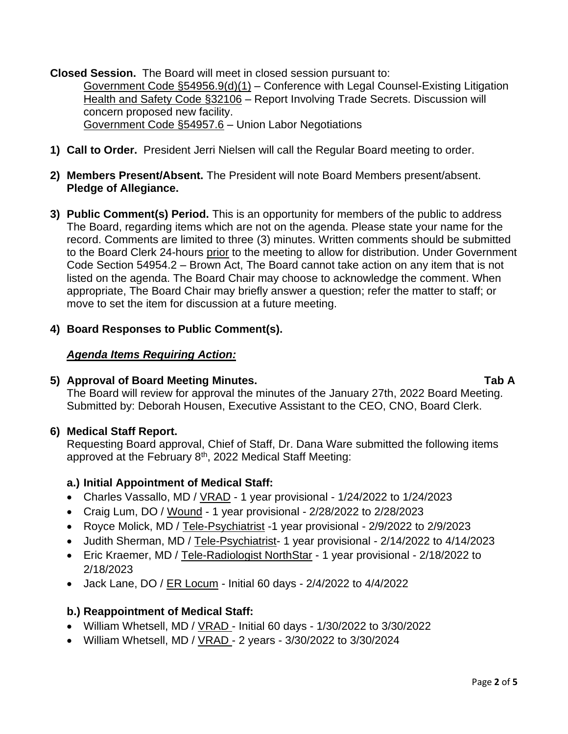**Closed Session.** The Board will meet in closed session pursuant to:

Government Code §54956.9(d)(1) – Conference with Legal Counsel-Existing Litigation
Health and Safety Code §32106 – Report Involving Trade Secrets. Discussion will concern proposed new facility.
Government Code §54957.6 – Union Labor Negotiations

1) **Call to Order.** President Jerri Nielsen will call the Regular Board meeting to order.

2) **Members Present/Absent.** The President will note Board Members present/absent.
**Pledge of Allegiance.**

3) **Public Comment(s) Period.** This is an opportunity for members of the public to address The Board, regarding items which are not on the agenda. Please state your name for the record. Comments are limited to three (3) minutes. Written comments should be submitted to the Board Clerk 24-hours prior to the meeting to allow for distribution. Under Government Code Section 54954.2 – Brown Act, The Board cannot take action on any item that is not listed on the agenda. The Board Chair may choose to acknowledge the comment. When appropriate, The Board Chair may briefly answer a question; refer the matter to staff; or move to set the item for discussion at a future meeting.

4) **Board Responses to Public Comment(s).**

***Agenda Items Requiring Action:***

5) **Approval of Board Meeting Minutes.** **Tab A**
The Board will review for approval the minutes of the January 27th, 2022 Board Meeting. Submitted by: Deborah Housen, Executive Assistant to the CEO, CNO, Board Clerk.

6) **Medical Staff Report.**
Requesting Board approval, Chief of Staff, Dr. Dana Ware submitted the following items approved at the February 8th, 2022 Medical Staff Meeting:

**a.) Initial Appointment of Medical Staff:**

- Charles Vassallo, MD / VRAD - 1 year provisional - 1/24/2022 to 1/24/2023
- Craig Lum, DO / Wound - 1 year provisional - 2/28/2022 to 2/28/2023
- Royce Molick, MD / Tele-Psychiatrist -1 year provisional - 2/9/2022 to 2/9/2023
- Judith Sherman, MD / Tele-Psychiatrist- 1 year provisional - 2/14/2022 to 4/14/2023
- Eric Kraemer, MD / Tele-Radiologist NorthStar - 1 year provisional - 2/18/2022 to 2/18/2023
- Jack Lane, DO / ER Locum - Initial 60 days - 2/4/2022 to 4/4/2022

**b.) Reappointment of Medical Staff:**

- William Whetsell, MD / VRAD - Initial 60 days - 1/30/2022 to 3/30/2022
- William Whetsell, MD / VRAD - 2 years - 3/30/2022 to 3/30/2024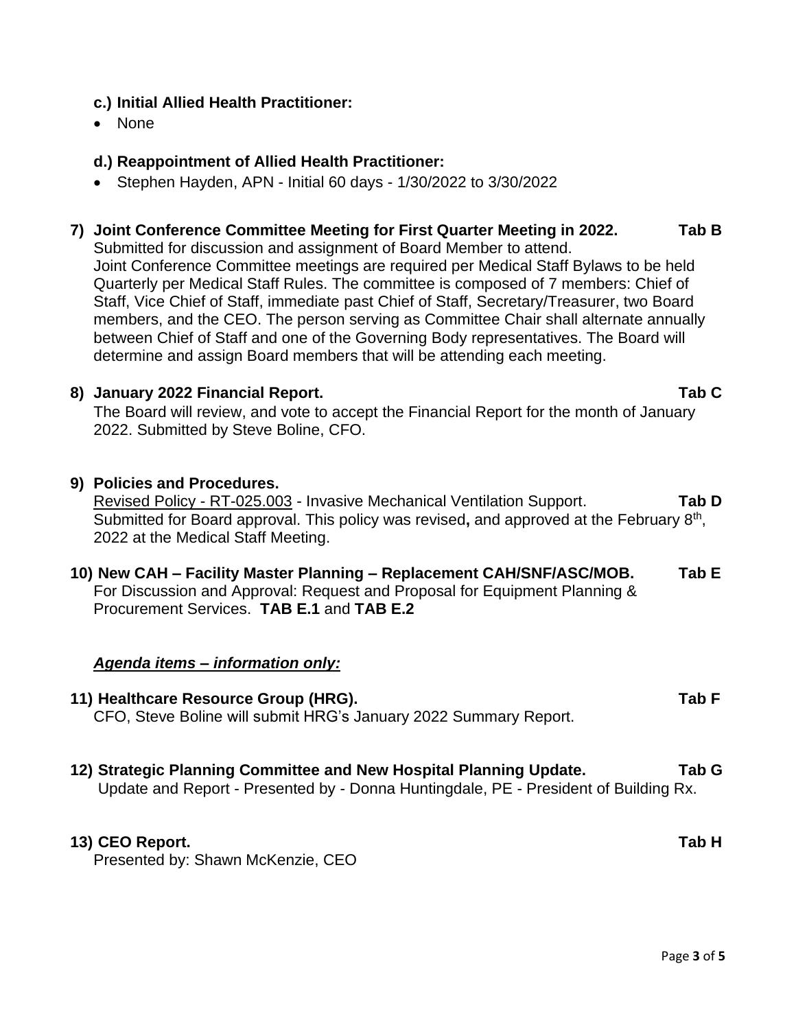**c.) Initial Allied Health Practitioner:**

- None

**d.) Reappointment of Allied Health Practitioner:**

- Stephen Hayden, APN - Initial 60 days - 1/30/2022 to 3/30/2022

**7) Joint Conference Committee Meeting for First Quarter Meeting in 2022. Tab B**

Submitted for discussion and assignment of Board Member to attend.
Joint Conference Committee meetings are required per Medical Staff Bylaws to be held Quarterly per Medical Staff Rules. The committee is composed of 7 members: Chief of Staff, Vice Chief of Staff, immediate past Chief of Staff, Secretary/Treasurer, two Board members, and the CEO. The person serving as Committee Chair shall alternate annually between Chief of Staff and one of the Governing Body representatives. The Board will determine and assign Board members that will be attending each meeting.

**8) January 2022 Financial Report. Tab C**

The Board will review, and vote to accept the Financial Report for the month of January 2022. Submitted by Steve Boline, CFO.

**9) Policies and Procedures.**

Revised Policy - RT-025.003 - Invasive Mechanical Ventilation Support. **Tab D**
Submitted for Board approval. This policy was revised**,** and approved at the February 8th, 2022 at the Medical Staff Meeting.

**10) New CAH – Facility Master Planning – Replacement CAH/SNF/ASC/MOB. Tab E**

For Discussion and Approval: Request and Proposal for Equipment Planning & Procurement Services. **TAB E.1** and **TAB E.2**

***Agenda items – information only:***

**11) Healthcare Resource Group (HRG). Tab F**

CFO, Steve Boline will submit HRG's January 2022 Summary Report.

**12) Strategic Planning Committee and New Hospital Planning Update. Tab G**

Update and Report - Presented by - Donna Huntingdale, PE - President of Building Rx.

**13) CEO Report. Tab H**

Presented by: Shawn McKenzie, CEO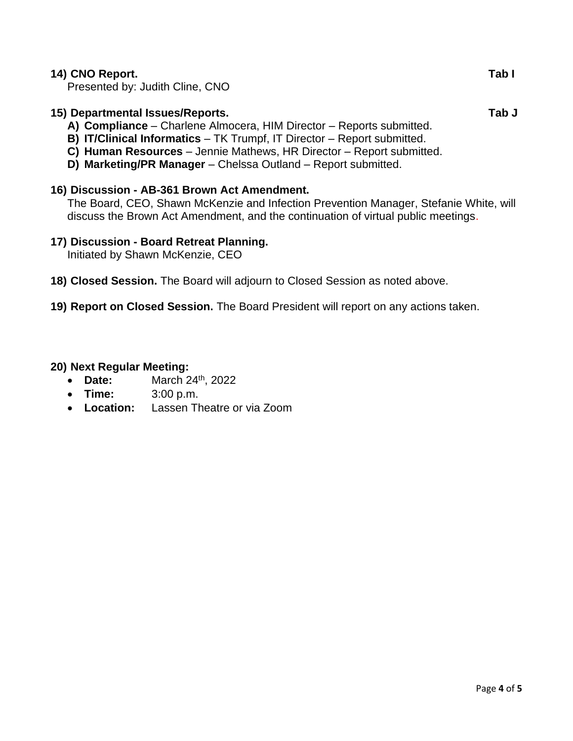**14) CNO Report.** **Tab I**

Presented by: Judith Cline, CNO

**15) Departmental Issues/Reports.** **Tab J**

**A) Compliance** – Charlene Almocera, HIM Director – Reports submitted.
**B) IT/Clinical Informatics** – TK Trumpf, IT Director – Report submitted.
**C) Human Resources** – Jennie Mathews, HR Director – Report submitted.
**D) Marketing/PR Manager** – Chelssa Outland – Report submitted.

**16) Discussion - AB-361 Brown Act Amendment.**

The Board, CEO, Shawn McKenzie and Infection Prevention Manager, Stefanie White, will discuss the Brown Act Amendment, and the continuation of virtual public meetings.

**17) Discussion - Board Retreat Planning.**

Initiated by Shawn McKenzie, CEO

**18) Closed Session.** The Board will adjourn to Closed Session as noted above.

**19) Report on Closed Session.** The Board President will report on any actions taken.

**20) Next Regular Meeting:**

- **Date:** March 24th, 2022
- **Time:** 3:00 p.m.
- **Location:** Lassen Theatre or via Zoom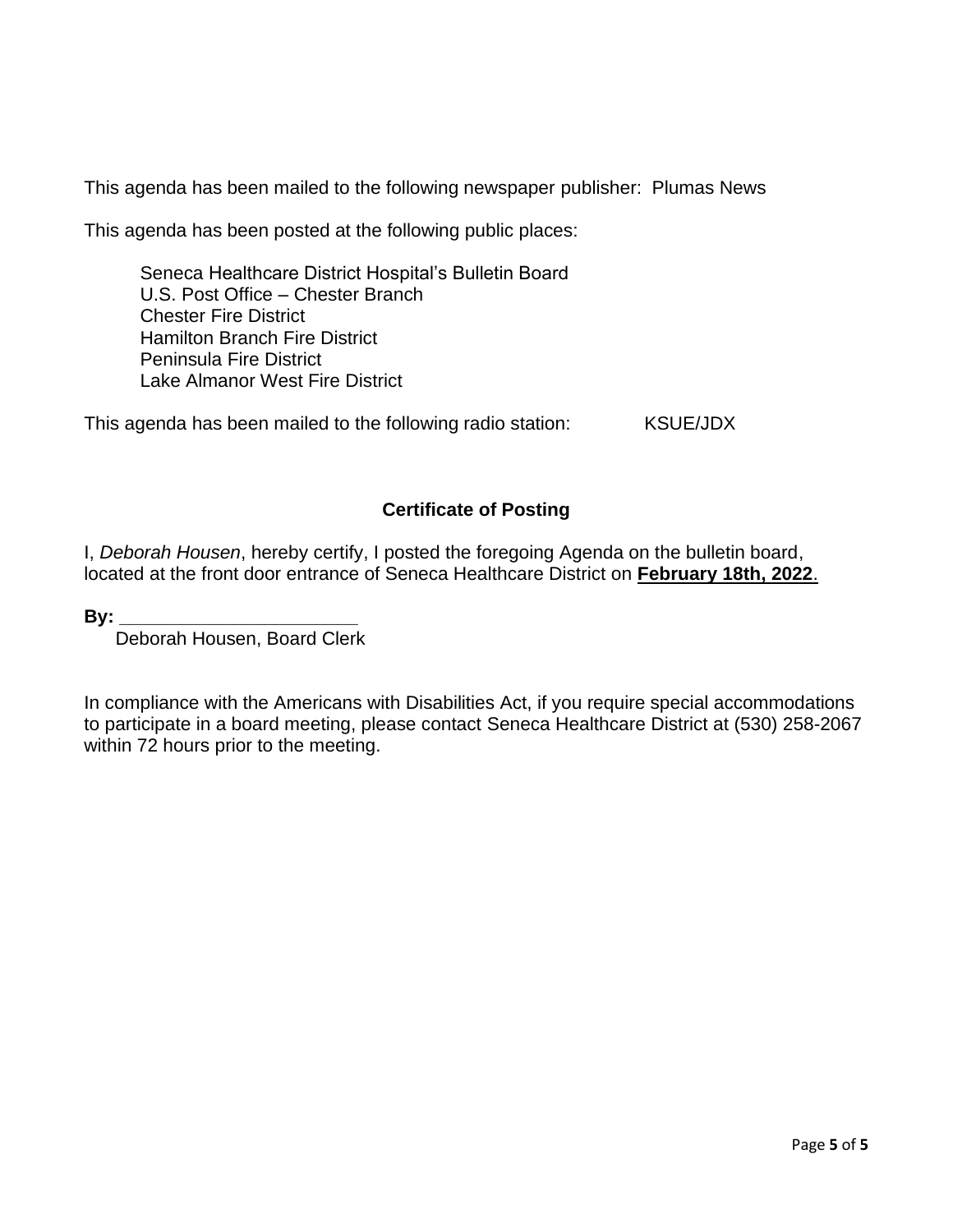This agenda has been mailed to the following newspaper publisher: Plumas News

This agenda has been posted at the following public places:

- Seneca Healthcare District Hospital's Bulletin Board
- U.S. Post Office – Chester Branch
- Chester Fire District
- Hamilton Branch Fire District
- Peninsula Fire District
- Lake Almanor West Fire District

This agenda has been mailed to the following radio station: KSUE/JDX

## Certificate of Posting

I, *Deborah Housen*, hereby certify, I posted the foregoing Agenda on the bulletin board, located at the front door entrance of Seneca Healthcare District on **February 18th, 2022**.

**By:** ______________________

Deborah Housen, Board Clerk

In compliance with the Americans with Disabilities Act, if you require special accommodations to participate in a board meeting, please contact Seneca Healthcare District at (530) 258-2067 within 72 hours prior to the meeting.